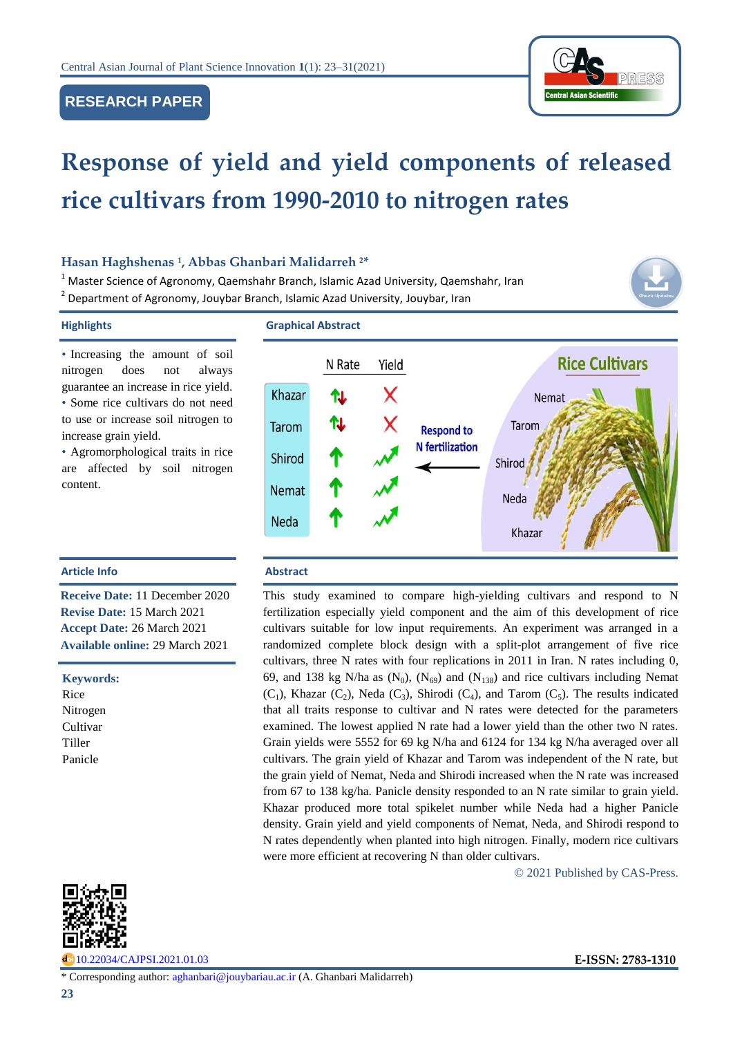**RESEARCH PAPER**

# Response of yield and yield components of released rice cultivars from 1990-2010 to nitrogen rates

**Hasan Haghshenas [1], Abbas Ghanbari Malidarreh [2]***

[1] Master Science of Agronomy, Qaemshahr Branch, Islamic Azad University, Qaemshahr, Iran

[2] Department of Agronomy, Jouybar Branch, Islamic Azad University, Jouybar, Iran

## Highlights

- Increasing the amount of soil nitrogen does not always guarantee an increase in rice yield.
- Some rice cultivars do not need to use or increase soil nitrogen to increase grain yield.
- Agromorphological traits in rice are affected by soil nitrogen content.

## Graphical Abstract

| | N Rate | Yield |
|---|---|---|
| Khazar | ↑↓ | ✗ |
| Tarom | ↑↓ | ✗ |
| Shirod | ↑ | ↗ |
| Nemat | ↑ | ↗ |
| Neda | ↑ | ↗ |

Respond to N fertilization ← Rice Cultivars: Nemat, Tarom, Shirod, Neda, Khazar

## Article Info

**Receive Date:** 11 December 2020
**Revise Date:** 15 March 2021
**Accept Date:** 26 March 2021
**Available online:** 29 March 2021

**Keywords:**
Rice
Nitrogen
Cultivar
Tiller
Panicle

## Abstract

This study examined to compare high-yielding cultivars and respond to N fertilization especially yield component and the aim of this development of rice cultivars suitable for low input requirements. An experiment was arranged in a randomized complete block design with a split-plot arrangement of five rice cultivars, three N rates with four replications in 2011 in Iran. N rates including 0, 69, and 138 kg N/ha as ($N_0$), ($N_{69}$) and ($N_{138}$) and rice cultivars including Nemat ($C_1$), Khazar ($C_2$), Neda ($C_3$), Shirodi ($C_4$), and Tarom ($C_5$). The results indicated that all traits response to cultivar and N rates were detected for the parameters examined. The lowest applied N rate had a lower yield than the other two N rates. Grain yields were 5552 for 69 kg N/ha and 6124 for 134 kg N/ha averaged over all cultivars. The grain yield of Khazar and Tarom was independent of the N rate, but the grain yield of Nemat, Neda and Shirodi increased when the N rate was increased from 67 to 138 kg/ha. Panicle density responded to an N rate similar to grain yield. Khazar produced more total spikelet number while Neda had a higher Panicle density. Grain yield and yield components of Nemat, Neda, and Shirodi respond to N rates dependently when planted into high nitrogen. Finally, modern rice cultivars were more efficient at recovering N than older cultivars.

© 2021 Published by CAS-Press.

10.22034/CAJPSI.2021.01.03

**E-ISSN: 2783-1310**

* Corresponding author: aghanbari@jouybariau.ac.ir (A. Ghanbari Malidarreh)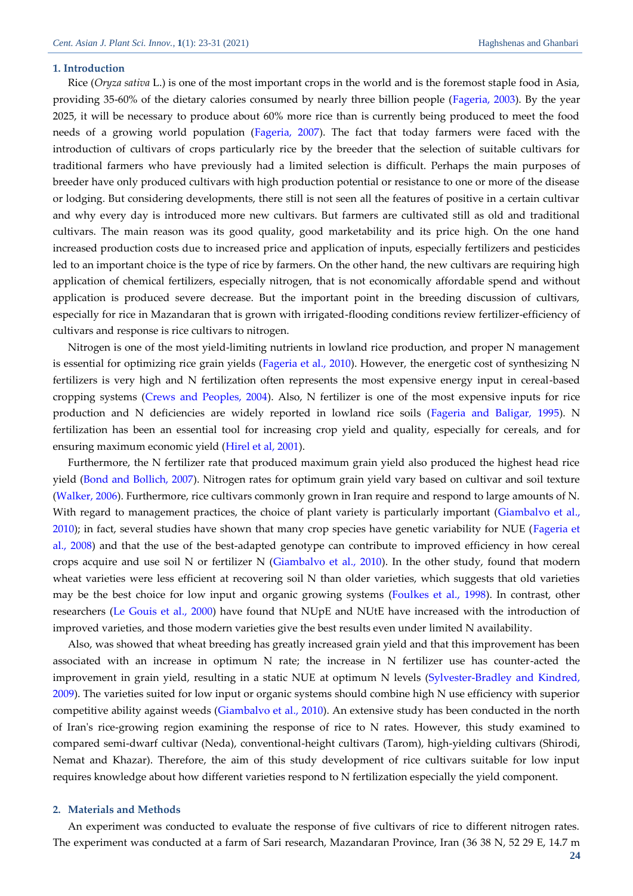## 1. Introduction

Rice (*Oryza sativa* L.) is one of the most important crops in the world and is the foremost staple food in Asia, providing 35-60% of the dietary calories consumed by nearly three billion people (Fageria, 2003). By the year 2025, it will be necessary to produce about 60% more rice than is currently being produced to meet the food needs of a growing world population (Fageria, 2007). The fact that today farmers were faced with the introduction of cultivars of crops particularly rice by the breeder that the selection of suitable cultivars for traditional farmers who have previously had a limited selection is difficult. Perhaps the main purposes of breeder have only produced cultivars with high production potential or resistance to one or more of the disease or lodging. But considering developments, there still is not seen all the features of positive in a certain cultivar and why every day is introduced more new cultivars. But farmers are cultivated still as old and traditional cultivars. The main reason was its good quality, good marketability and its price high. On the one hand increased production costs due to increased price and application of inputs, especially fertilizers and pesticides led to an important choice is the type of rice by farmers. On the other hand, the new cultivars are requiring high application of chemical fertilizers, especially nitrogen, that is not economically affordable spend and without application is produced severe decrease. But the important point in the breeding discussion of cultivars, especially for rice in Mazandaran that is grown with irrigated-flooding conditions review fertilizer-efficiency of cultivars and response is rice cultivars to nitrogen.

Nitrogen is one of the most yield-limiting nutrients in lowland rice production, and proper N management is essential for optimizing rice grain yields (Fageria et al., 2010). However, the energetic cost of synthesizing N fertilizers is very high and N fertilization often represents the most expensive energy input in cereal-based cropping systems (Crews and Peoples, 2004). Also, N fertilizer is one of the most expensive inputs for rice production and N deficiencies are widely reported in lowland rice soils (Fageria and Baligar, 1995). N fertilization has been an essential tool for increasing crop yield and quality, especially for cereals, and for ensuring maximum economic yield (Hirel et al, 2001).

Furthermore, the N fertilizer rate that produced maximum grain yield also produced the highest head rice yield (Bond and Bollich, 2007). Nitrogen rates for optimum grain yield vary based on cultivar and soil texture (Walker, 2006). Furthermore, rice cultivars commonly grown in Iran require and respond to large amounts of N. With regard to management practices, the choice of plant variety is particularly important (Giambalvo et al., 2010); in fact, several studies have shown that many crop species have genetic variability for NUE (Fageria et al., 2008) and that the use of the best-adapted genotype can contribute to improved efficiency in how cereal crops acquire and use soil N or fertilizer N (Giambalvo et al., 2010). In the other study, found that modern wheat varieties were less efficient at recovering soil N than older varieties, which suggests that old varieties may be the best choice for low input and organic growing systems (Foulkes et al., 1998). In contrast, other researchers (Le Gouis et al., 2000) have found that NUpE and NUtE have increased with the introduction of improved varieties, and those modern varieties give the best results even under limited N availability.

Also, was showed that wheat breeding has greatly increased grain yield and that this improvement has been associated with an increase in optimum N rate; the increase in N fertilizer use has counter-acted the improvement in grain yield, resulting in a static NUE at optimum N levels (Sylvester-Bradley and Kindred, 2009). The varieties suited for low input or organic systems should combine high N use efficiency with superior competitive ability against weeds (Giambalvo et al., 2010). An extensive study has been conducted in the north of Iran's rice-growing region examining the response of rice to N rates. However, this study examined to compared semi-dwarf cultivar (Neda), conventional-height cultivars (Tarom), high-yielding cultivars (Shirodi, Nemat and Khazar). Therefore, the aim of this study development of rice cultivars suitable for low input requires knowledge about how different varieties respond to N fertilization especially the yield component.

## 2. Materials and Methods

An experiment was conducted to evaluate the response of five cultivars of rice to different nitrogen rates. The experiment was conducted at a farm of Sari research, Mazandaran Province, Iran (36 38 N, 52 29 E, 14.7 m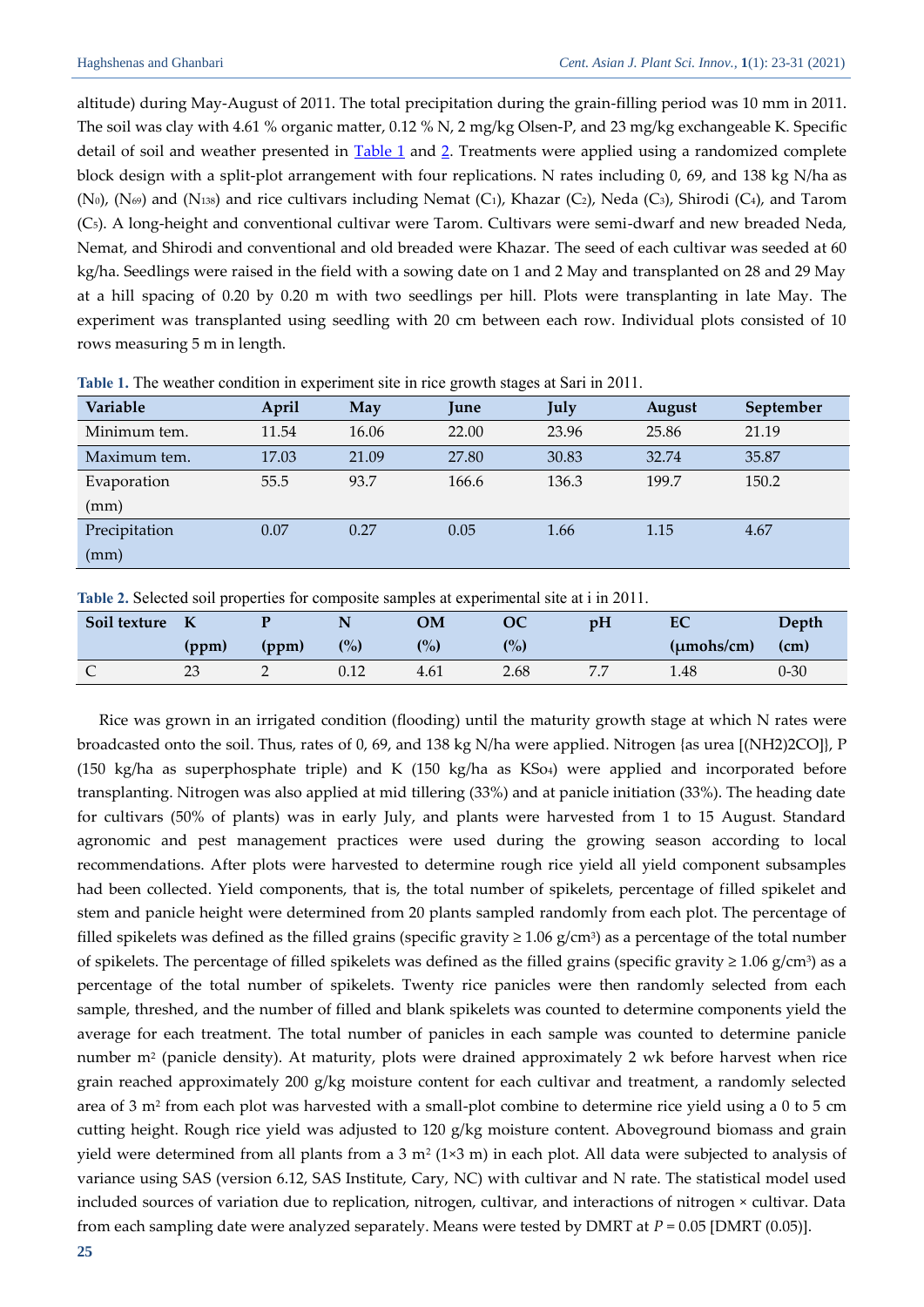altitude) during May-August of 2011. The total precipitation during the grain-filling period was 10 mm in 2011. The soil was clay with 4.61 % organic matter, 0.12 % N, 2 mg/kg Olsen-P, and 23 mg/kg exchangeable K. Specific detail of soil and weather presented in Table 1 and 2. Treatments were applied using a randomized complete block design with a split-plot arrangement with four replications. N rates including 0, 69, and 138 kg N/ha as ($N_0$), ($N_{69}$) and ($N_{138}$) and rice cultivars including Nemat ($C_1$), Khazar ($C_2$), Neda ($C_3$), Shirodi ($C_4$), and Tarom ($C_5$). A long-height and conventional cultivar were Tarom. Cultivars were semi-dwarf and new breaded Neda, Nemat, and Shirodi and conventional and old breaded were Khazar. The seed of each cultivar was seeded at 60 kg/ha. Seedlings were raised in the field with a sowing date on 1 and 2 May and transplanted on 28 and 29 May at a hill spacing of 0.20 by 0.20 m with two seedlings per hill. Plots were transplanting in late May. The experiment was transplanted using seedling with 20 cm between each row. Individual plots consisted of 10 rows measuring 5 m in length.

**Table 1.** The weather condition in experiment site in rice growth stages at Sari in 2011.

| Variable | April | May | June | July | August | September |
|---|---|---|---|---|---|---|
| Minimum tem. | 11.54 | 16.06 | 22.00 | 23.96 | 25.86 | 21.19 |
| Maximum tem. | 17.03 | 21.09 | 27.80 | 30.83 | 32.74 | 35.87 |
| Evaporation (mm) | 55.5 | 93.7 | 166.6 | 136.3 | 199.7 | 150.2 |
| Precipitation (mm) | 0.07 | 0.27 | 0.05 | 1.66 | 1.15 | 4.67 |

**Table 2.** Selected soil properties for composite samples at experimental site at i in 2011.

| Soil texture | K (ppm) | P (ppm) | N (%) | OM (%) | OC (%) | pH | EC (μmohs/cm) | Depth (cm) |
|---|---|---|---|---|---|---|---|---|
| C | 23 | 2 | 0.12 | 4.61 | 2.68 | 7.7 | 1.48 | 0-30 |

Rice was grown in an irrigated condition (flooding) until the maturity growth stage at which N rates were broadcasted onto the soil. Thus, rates of 0, 69, and 138 kg N/ha were applied. Nitrogen {as urea [$(NH_2)_2CO$]}, P (150 kg/ha as superphosphate triple) and K (150 kg/ha as $KSo_4$) were applied and incorporated before transplanting. Nitrogen was also applied at mid tillering (33%) and at panicle initiation (33%). The heading date for cultivars (50% of plants) was in early July, and plants were harvested from 1 to 15 August. Standard agronomic and pest management practices were used during the growing season according to local recommendations. After plots were harvested to determine rough rice yield all yield component subsamples had been collected. Yield components, that is, the total number of spikelets, percentage of filled spikelet and stem and panicle height were determined from 20 plants sampled randomly from each plot. The percentage of filled spikelets was defined as the filled grains (specific gravity ≥ 1.06 g/cm$^3$) as a percentage of the total number of spikelets. The percentage of filled spikelets was defined as the filled grains (specific gravity ≥ 1.06 g/cm$^3$) as a percentage of the total number of spikelets. Twenty rice panicles were then randomly selected from each sample, threshed, and the number of filled and blank spikelets was counted to determine components yield the average for each treatment. The total number of panicles in each sample was counted to determine panicle number m$^2$ (panicle density). At maturity, plots were drained approximately 2 wk before harvest when rice grain reached approximately 200 g/kg moisture content for each cultivar and treatment, a randomly selected area of 3 m$^2$ from each plot was harvested with a small-plot combine to determine rice yield using a 0 to 5 cm cutting height. Rough rice yield was adjusted to 120 g/kg moisture content. Aboveground biomass and grain yield were determined from all plants from a 3 m$^2$ (1×3 m) in each plot. All data were subjected to analysis of variance using SAS (version 6.12, SAS Institute, Cary, NC) with cultivar and N rate. The statistical model used included sources of variation due to replication, nitrogen, cultivar, and interactions of nitrogen × cultivar. Data from each sampling date were analyzed separately. Means were tested by DMRT at $P = 0.05$ [DMRT (0.05)].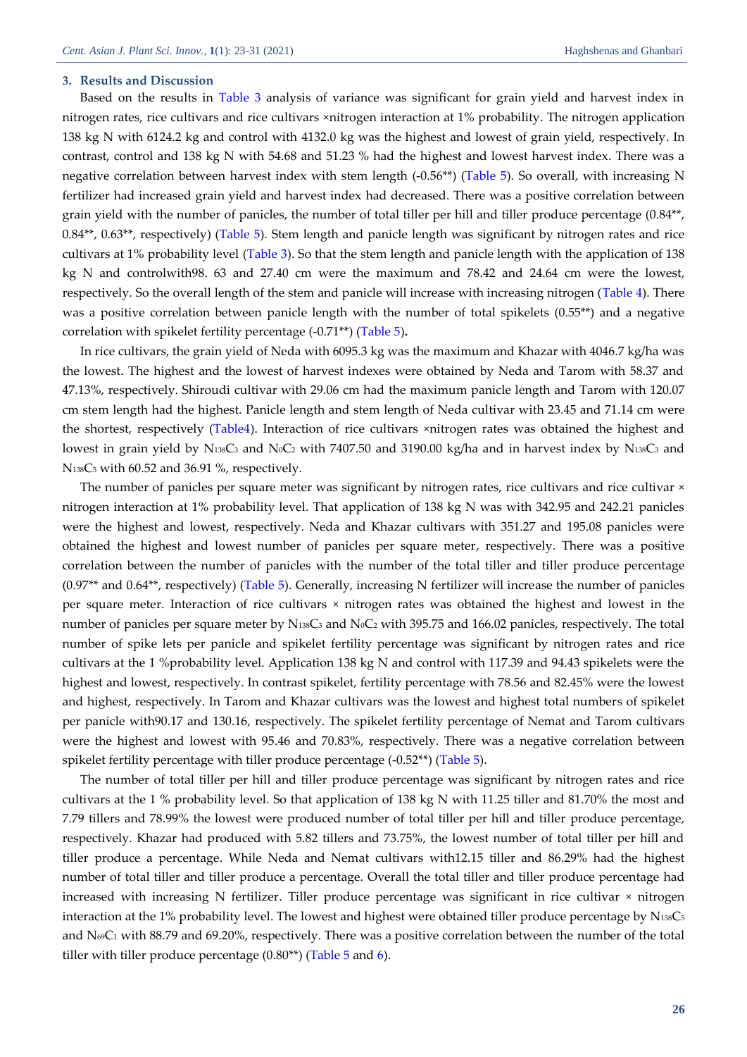## 3. Results and Discussion

Based on the results in Table 3 analysis of variance was significant for grain yield and harvest index in nitrogen rates, rice cultivars and rice cultivars ×nitrogen interaction at 1% probability. The nitrogen application 138 kg N with 6124.2 kg and control with 4132.0 kg was the highest and lowest of grain yield, respectively. In contrast, control and 138 kg N with 54.68 and 51.23 % had the highest and lowest harvest index. There was a negative correlation between harvest index with stem length (-0.56**) (Table 5). So overall, with increasing N fertilizer had increased grain yield and harvest index had decreased. There was a positive correlation between grain yield with the number of panicles, the number of total tiller per hill and tiller produce percentage (0.84**, 0.84**, 0.63**, respectively) (Table 5). Stem length and panicle length was significant by nitrogen rates and rice cultivars at 1% probability level (Table 3). So that the stem length and panicle length with the application of 138 kg N and controlwith98. 63 and 27.40 cm were the maximum and 78.42 and 24.64 cm were the lowest, respectively. So the overall length of the stem and panicle will increase with increasing nitrogen (Table 4). There was a positive correlation between panicle length with the number of total spikelets (0.55**) and a negative correlation with spikelet fertility percentage (-0.71**) (Table 5).

In rice cultivars, the grain yield of Neda with 6095.3 kg was the maximum and Khazar with 4046.7 kg/ha was the lowest. The highest and the lowest of harvest indexes were obtained by Neda and Tarom with 58.37 and 47.13%, respectively. Shiroudi cultivar with 29.06 cm had the maximum panicle length and Tarom with 120.07 cm stem length had the highest. Panicle length and stem length of Neda cultivar with 23.45 and 71.14 cm were the shortest, respectively (Table4). Interaction of rice cultivars ×nitrogen rates was obtained the highest and lowest in grain yield by $N_{138}C_3$ and $N_0C_2$ with 7407.50 and 3190.00 kg/ha and in harvest index by $N_{138}C_3$ and $N_{138}C_5$ with 60.52 and 36.91 %, respectively.

The number of panicles per square meter was significant by nitrogen rates, rice cultivars and rice cultivar × nitrogen interaction at 1% probability level. That application of 138 kg N was with 342.95 and 242.21 panicles were the highest and lowest, respectively. Neda and Khazar cultivars with 351.27 and 195.08 panicles were obtained the highest and lowest number of panicles per square meter, respectively. There was a positive correlation between the number of panicles with the number of the total tiller and tiller produce percentage (0.97** and 0.64**, respectively) (Table 5). Generally, increasing N fertilizer will increase the number of panicles per square meter. Interaction of rice cultivars × nitrogen rates was obtained the highest and lowest in the number of panicles per square meter by $N_{138}C_3$ and $N_0C_2$ with 395.75 and 166.02 panicles, respectively. The total number of spike lets per panicle and spikelet fertility percentage was significant by nitrogen rates and rice cultivars at the 1 %probability level. Application 138 kg N and control with 117.39 and 94.43 spikelets were the highest and lowest, respectively. In contrast spikelet, fertility percentage with 78.56 and 82.45% were the lowest and highest, respectively. In Tarom and Khazar cultivars was the lowest and highest total numbers of spikelet per panicle with90.17 and 130.16, respectively. The spikelet fertility percentage of Nemat and Tarom cultivars were the highest and lowest with 95.46 and 70.83%, respectively. There was a negative correlation between spikelet fertility percentage with tiller produce percentage (-0.52**) (Table 5).

The number of total tiller per hill and tiller produce percentage was significant by nitrogen rates and rice cultivars at the 1 % probability level. So that application of 138 kg N with 11.25 tiller and 81.70% the most and 7.79 tillers and 78.99% the lowest were produced number of total tiller per hill and tiller produce percentage, respectively. Khazar had produced with 5.82 tillers and 73.75%, the lowest number of total tiller per hill and tiller produce a percentage. While Neda and Nemat cultivars with12.15 tiller and 86.29% had the highest number of total tiller and tiller produce a percentage. Overall the total tiller and tiller produce percentage had increased with increasing N fertilizer. Tiller produce percentage was significant in rice cultivar × nitrogen interaction at the 1% probability level. The lowest and highest were obtained tiller produce percentage by $N_{138}C_5$ and $N_{69}C_1$ with 88.79 and 69.20%, respectively. There was a positive correlation between the number of the total tiller with tiller produce percentage (0.80**) (Table 5 and 6).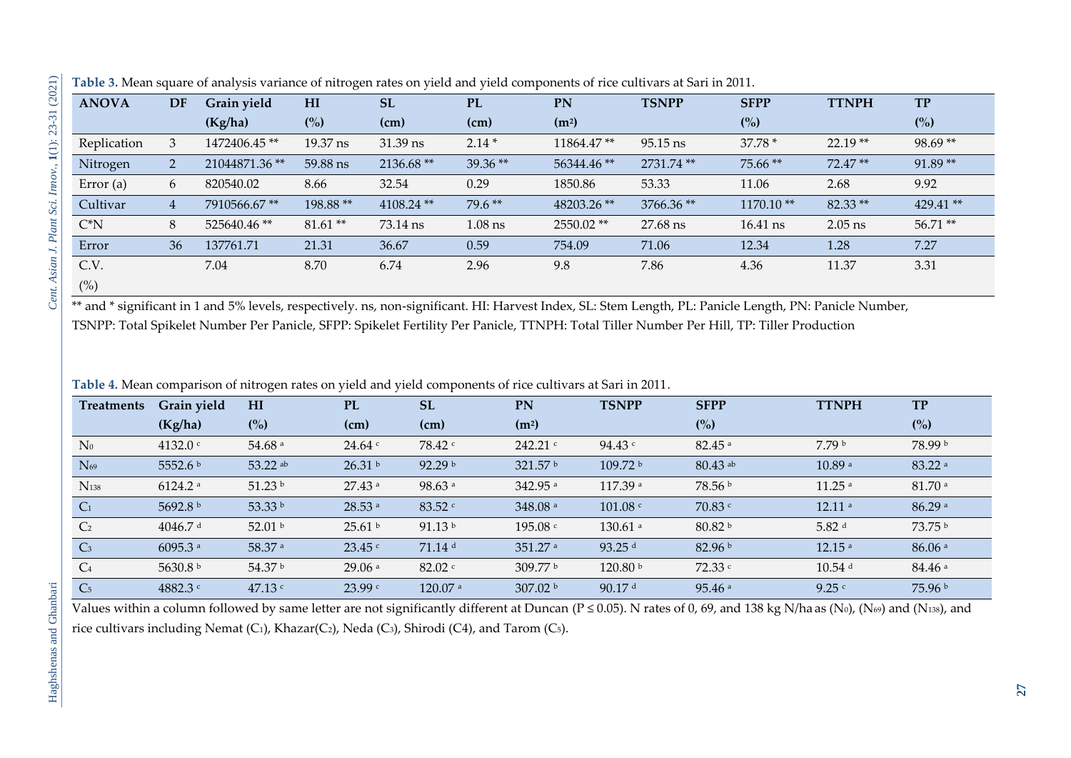**Table 3.** Mean square of analysis variance of nitrogen rates on yield and yield components of rice cultivars at Sari in 2011.

| ANOVA | DF | Grain yield (Kg/ha) | HI (%) | SL (cm) | PL (cm) | PN ($m^2$) | TSNPP | SFPP (%) | TTNPH | TP (%) |
|---|---|---|---|---|---|---|---|---|---|---|
| Replication | 3 | 1472406.45 ** | 19.37 ns | 31.39 ns | 2.14 * | 11864.47 ** | 95.15 ns | 37.78 * | 22.19 ** | 98.69 ** |
| Nitrogen | 2 | 21044871.36 ** | 59.88 ns | 2136.68 ** | 39.36 ** | 56344.46 ** | 2731.74 ** | 75.66 ** | 72.47 ** | 91.89 ** |
| Error (a) | 6 | 820540.02 | 8.66 | 32.54 | 0.29 | 1850.86 | 53.33 | 11.06 | 2.68 | 9.92 |
| Cultivar | 4 | 7910566.67 ** | 198.88 ** | 4108.24 ** | 79.6 ** | 48203.26 ** | 3766.36 ** | 1170.10 ** | 82.33 ** | 429.41 ** |
| C*N | 8 | 525640.46 ** | 81.61 ** | 73.14 ns | 1.08 ns | 2550.02 ** | 27.68 ns | 16.41 ns | 2.05 ns | 56.71 ** |
| Error | 36 | 137761.71 | 21.31 | 36.67 | 0.59 | 754.09 | 71.06 | 12.34 | 1.28 | 7.27 |
| C.V. (%) | | 7.04 | 8.70 | 6.74 | 2.96 | 9.8 | 7.86 | 4.36 | 11.37 | 3.31 |

** and * significant in 1 and 5% levels, respectively. ns, non-significant. HI: Harvest Index, SL: Stem Length, PL: Panicle Length, PN: Panicle Number, TSNPP: Total Spikelet Number Per Panicle, SFPP: Spikelet Fertility Per Panicle, TTNPH: Total Tiller Number Per Hill, TP: Tiller Production

**Table 4.** Mean comparison of nitrogen rates on yield and yield components of rice cultivars at Sari in 2011.

| Treatments | Grain yield (Kg/ha) | HI (%) | PL (cm) | SL (cm) | PN ($m^2$) | TSNPP | SFPP (%) | TTNPH | TP (%) |
|---|---|---|---|---|---|---|---|---|---|
| $N_0$ | 4132.0 $^c$ | 54.68 $^a$ | 24.64 $^c$ | 78.42 $^c$ | 242.21 $^c$ | 94.43 $^c$ | 82.45 $^a$ | 7.79 $^b$ | 78.99 $^b$ |
| $N_{69}$ | 5552.6 $^b$ | 53.22 $^{ab}$ | 26.31 $^b$ | 92.29 $^b$ | 321.57 $^b$ | 109.72 $^b$ | 80.43 $^{ab}$ | 10.89 $^a$ | 83.22 $^a$ |
| $N_{138}$ | 6124.2 $^a$ | 51.23 $^b$ | 27.43 $^a$ | 98.63 $^a$ | 342.95 $^a$ | 117.39 $^a$ | 78.56 $^b$ | 11.25 $^a$ | 81.70 $^a$ |
| $C_1$ | 5692.8 $^b$ | 53.33 $^b$ | 28.53 $^a$ | 83.52 $^c$ | 348.08 $^a$ | 101.08 $^c$ | 70.83 $^c$ | 12.11 $^a$ | 86.29 $^a$ |
| $C_2$ | 4046.7 $^d$ | 52.01 $^b$ | 25.61 $^b$ | 91.13 $^b$ | 195.08 $^c$ | 130.61 $^a$ | 80.82 $^b$ | 5.82 $^d$ | 73.75 $^b$ |
| $C_3$ | 6095.3 $^a$ | 58.37 $^a$ | 23.45 $^c$ | 71.14 $^d$ | 351.27 $^a$ | 93.25 $^d$ | 82.96 $^b$ | 12.15 $^a$ | 86.06 $^a$ |
| $C_4$ | 5630.8 $^b$ | 54.37 $^b$ | 29.06 $^a$ | 82.02 $^c$ | 309.77 $^b$ | 120.80 $^b$ | 72.33 $^c$ | 10.54 $^d$ | 84.46 $^a$ |
| $C_5$ | 4882.3 $^c$ | 47.13 $^c$ | 23.99 $^c$ | 120.07 $^a$ | 307.02 $^b$ | 90.17 $^d$ | 95.46 $^a$ | 9.25 $^c$ | 75.96 $^b$ |

Values within a column followed by same letter are not significantly different at Duncan ($P \leq 0.05$). N rates of 0, 69, and 138 kg N/ha as ($N_0$), ($N_{69}$) and ($N_{138}$), and rice cultivars including Nemat ($C_1$), Khazar($C_2$), Neda ($C_3$), Shirodi (C4), and Tarom ($C_5$).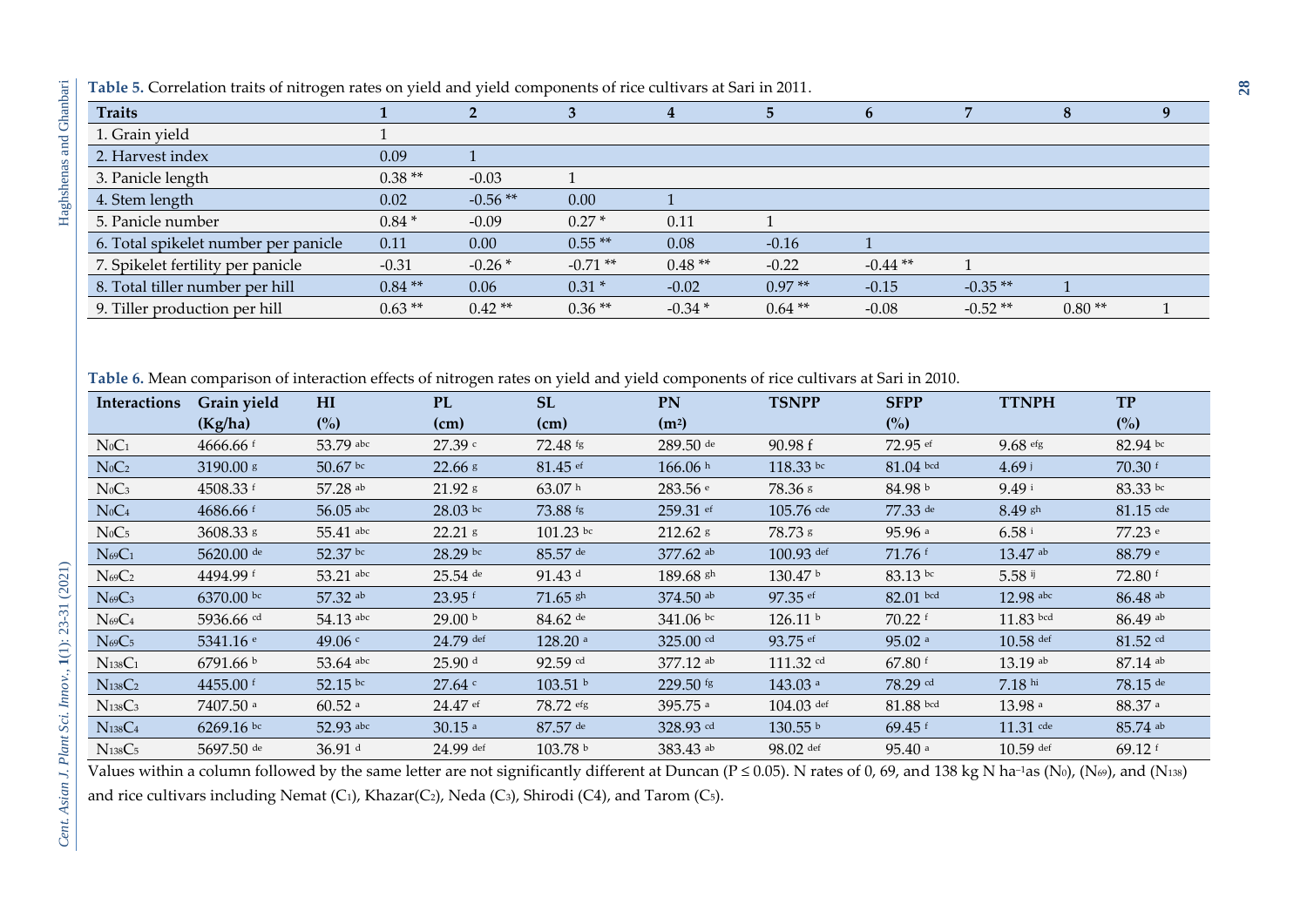**Table 5.** Correlation traits of nitrogen rates on yield and yield components of rice cultivars at Sari in 2011.

| Traits | 1 | 2 | 3 | 4 | 5 | 6 | 7 | 8 | 9 |
|---|---|---|---|---|---|---|---|---|---|
| 1. Grain yield | 1 | | | | | | | | |
| 2. Harvest index | 0.09 | 1 | | | | | | | |
| 3. Panicle length | 0.38 ** | -0.03 | 1 | | | | | | |
| 4. Stem length | 0.02 | -0.56 ** | 0.00 | 1 | | | | | |
| 5. Panicle number | 0.84 * | -0.09 | 0.27 * | 0.11 | 1 | | | | |
| 6. Total spikelet number per panicle | 0.11 | 0.00 | 0.55 ** | 0.08 | -0.16 | 1 | | | |
| 7. Spikelet fertility per panicle | -0.31 | -0.26 * | -0.71 ** | 0.48 ** | -0.22 | -0.44 ** | 1 | | |
| 8. Total tiller number per hill | 0.84 ** | 0.06 | 0.31 * | -0.02 | 0.97 ** | -0.15 | -0.35 ** | 1 | |
| 9. Tiller production per hill | 0.63 ** | 0.42 ** | 0.36 ** | -0.34 * | 0.64 ** | -0.08 | -0.52 ** | 0.80 ** | 1 |

**Table 6.** Mean comparison of interaction effects of nitrogen rates on yield and yield components of rice cultivars at Sari in 2010.

| Interactions | Grain yield (Kg/ha) | HI (%) | PL (cm) | SL (cm) | PN ($m^2$) | TSNPP | SFPP (%) | TTNPH | TP (%) |
|---|---|---|---|---|---|---|---|---|---|
| $N_0C_1$ | 4666.66 $^{f}$ | 53.79 $^{abc}$ | 27.39 $^{c}$ | 72.48 $^{fg}$ | 289.50 $^{de}$ | 90.98 f | 72.95 $^{ef}$ | 9.68 $^{efg}$ | 82.94 $^{bc}$ |
| $N_0C_2$ | 3190.00 $^{g}$ | 50.67 $^{bc}$ | 22.66 $^{g}$ | 81.45 $^{ef}$ | 166.06 $^{h}$ | 118.33 $^{bc}$ | 81.04 $^{bcd}$ | 4.69 $^{j}$ | 70.30 $^{f}$ |
| $N_0C_3$ | 4508.33 $^{f}$ | 57.28 $^{ab}$ | 21.92 $^{g}$ | 63.07 $^{h}$ | 283.56 $^{e}$ | 78.36 $^{g}$ | 84.98 $^{b}$ | 9.49 $^{i}$ | 83.33 $^{bc}$ |
| $N_0C_4$ | 4686.66 $^{f}$ | 56.05 $^{abc}$ | 28.03 $^{bc}$ | 73.88 $^{fg}$ | 259.31 $^{ef}$ | 105.76 $^{cde}$ | 77.33 $^{de}$ | 8.49 $^{gh}$ | 81.15 $^{cde}$ |
| $N_0C_5$ | 3608.33 $^{g}$ | 55.41 $^{abc}$ | 22.21 $^{g}$ | 101.23 $^{bc}$ | 212.62 $^{g}$ | 78.73 $^{g}$ | 95.96 $^{a}$ | 6.58 $^{i}$ | 77.23 $^{e}$ |
| $N_{69}C_1$ | 5620.00 $^{de}$ | 52.37 $^{bc}$ | 28.29 $^{bc}$ | 85.57 $^{de}$ | 377.62 $^{ab}$ | 100.93 $^{def}$ | 71.76 $^{f}$ | 13.47 $^{ab}$ | 88.79 $^{e}$ |
| $N_{69}C_2$ | 4494.99 $^{f}$ | 53.21 $^{abc}$ | 25.54 $^{de}$ | 91.43 $^{d}$ | 189.68 $^{gh}$ | 130.47 $^{b}$ | 83.13 $^{bc}$ | 5.58 $^{ij}$ | 72.80 $^{f}$ |
| $N_{69}C_3$ | 6370.00 $^{bc}$ | 57.32 $^{ab}$ | 23.95 $^{f}$ | 71.65 $^{gh}$ | 374.50 $^{ab}$ | 97.35 $^{ef}$ | 82.01 $^{bcd}$ | 12.98 $^{abc}$ | 86.48 $^{ab}$ |
| $N_{69}C_4$ | 5936.66 $^{cd}$ | 54.13 $^{abc}$ | 29.00 $^{b}$ | 84.62 $^{de}$ | 341.06 $^{bc}$ | 126.11 $^{b}$ | 70.22 $^{f}$ | 11.83 $^{bcd}$ | 86.49 $^{ab}$ |
| $N_{69}C_5$ | 5341.16 $^{e}$ | 49.06 $^{c}$ | 24.79 $^{def}$ | 128.20 $^{a}$ | 325.00 $^{cd}$ | 93.75 $^{ef}$ | 95.02 $^{a}$ | 10.58 $^{def}$ | 81.52 $^{cd}$ |
| $N_{138}C_1$ | 6791.66 $^{b}$ | 53.64 $^{abc}$ | 25.90 $^{d}$ | 92.59 $^{cd}$ | 377.12 $^{ab}$ | 111.32 $^{cd}$ | 67.80 $^{f}$ | 13.19 $^{ab}$ | 87.14 $^{ab}$ |
| $N_{138}C_2$ | 4455.00 $^{f}$ | 52.15 $^{bc}$ | 27.64 $^{c}$ | 103.51 $^{b}$ | 229.50 $^{fg}$ | 143.03 $^{a}$ | 78.29 $^{cd}$ | 7.18 $^{hi}$ | 78.15 $^{de}$ |
| $N_{138}C_3$ | 7407.50 $^{a}$ | 60.52 $^{a}$ | 24.47 $^{ef}$ | 78.72 $^{efg}$ | 395.75 $^{a}$ | 104.03 $^{def}$ | 81.88 $^{bcd}$ | 13.98 $^{a}$ | 88.37 $^{a}$ |
| $N_{138}C_4$ | 6269.16 $^{bc}$ | 52.93 $^{abc}$ | 30.15 $^{a}$ | 87.57 $^{de}$ | 328.93 $^{cd}$ | 130.55 $^{b}$ | 69.45 $^{f}$ | 11.31 $^{cde}$ | 85.74 $^{ab}$ |
| $N_{138}C_5$ | 5697.50 $^{de}$ | 36.91 $^{d}$ | 24.99 $^{def}$ | 103.78 $^{b}$ | 383.43 $^{ab}$ | 98.02 $^{def}$ | 95.40 $^{a}$ | 10.59 $^{def}$ | 69.12 $^{f}$ |

Values within a column followed by the same letter are not significantly different at Duncan ($P \leq 0.05$). N rates of 0, 69, and 138 kg N $ha^{-1}$as ($N_0$), ($N_{69}$), and ($N_{138}$) and rice cultivars including Nemat ($C_1$), Khazar($C_2$), Neda ($C_3$), Shirodi (C4), and Tarom ($C_5$).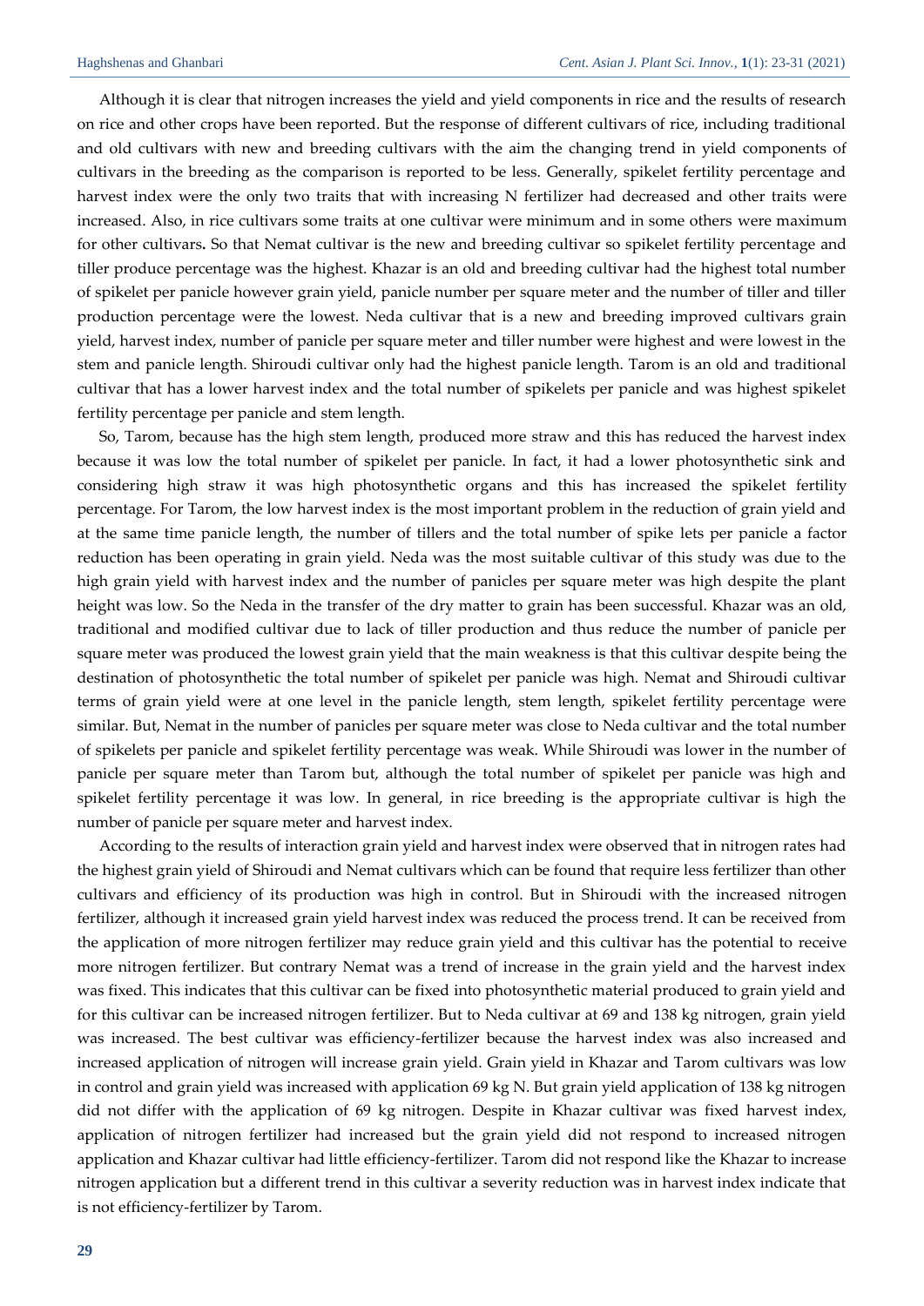Although it is clear that nitrogen increases the yield and yield components in rice and the results of research on rice and other crops have been reported. But the response of different cultivars of rice, including traditional and old cultivars with new and breeding cultivars with the aim the changing trend in yield components of cultivars in the breeding as the comparison is reported to be less. Generally, spikelet fertility percentage and harvest index were the only two traits that with increasing N fertilizer had decreased and other traits were increased. Also, in rice cultivars some traits at one cultivar were minimum and in some others were maximum for other cultivars**.** So that Nemat cultivar is the new and breeding cultivar so spikelet fertility percentage and tiller produce percentage was the highest. Khazar is an old and breeding cultivar had the highest total number of spikelet per panicle however grain yield, panicle number per square meter and the number of tiller and tiller production percentage were the lowest. Neda cultivar that is a new and breeding improved cultivars grain yield, harvest index, number of panicle per square meter and tiller number were highest and were lowest in the stem and panicle length. Shiroudi cultivar only had the highest panicle length. Tarom is an old and traditional cultivar that has a lower harvest index and the total number of spikelets per panicle and was highest spikelet fertility percentage per panicle and stem length.

So, Tarom, because has the high stem length, produced more straw and this has reduced the harvest index because it was low the total number of spikelet per panicle. In fact, it had a lower photosynthetic sink and considering high straw it was high photosynthetic organs and this has increased the spikelet fertility percentage. For Tarom, the low harvest index is the most important problem in the reduction of grain yield and at the same time panicle length, the number of tillers and the total number of spike lets per panicle a factor reduction has been operating in grain yield. Neda was the most suitable cultivar of this study was due to the high grain yield with harvest index and the number of panicles per square meter was high despite the plant height was low. So the Neda in the transfer of the dry matter to grain has been successful. Khazar was an old, traditional and modified cultivar due to lack of tiller production and thus reduce the number of panicle per square meter was produced the lowest grain yield that the main weakness is that this cultivar despite being the destination of photosynthetic the total number of spikelet per panicle was high. Nemat and Shiroudi cultivar terms of grain yield were at one level in the panicle length, stem length, spikelet fertility percentage were similar. But, Nemat in the number of panicles per square meter was close to Neda cultivar and the total number of spikelets per panicle and spikelet fertility percentage was weak. While Shiroudi was lower in the number of panicle per square meter than Tarom but, although the total number of spikelet per panicle was high and spikelet fertility percentage it was low. In general, in rice breeding is the appropriate cultivar is high the number of panicle per square meter and harvest index.

According to the results of interaction grain yield and harvest index were observed that in nitrogen rates had the highest grain yield of Shiroudi and Nemat cultivars which can be found that require less fertilizer than other cultivars and efficiency of its production was high in control. But in Shiroudi with the increased nitrogen fertilizer, although it increased grain yield harvest index was reduced the process trend. It can be received from the application of more nitrogen fertilizer may reduce grain yield and this cultivar has the potential to receive more nitrogen fertilizer. But contrary Nemat was a trend of increase in the grain yield and the harvest index was fixed. This indicates that this cultivar can be fixed into photosynthetic material produced to grain yield and for this cultivar can be increased nitrogen fertilizer. But to Neda cultivar at 69 and 138 kg nitrogen, grain yield was increased. The best cultivar was efficiency-fertilizer because the harvest index was also increased and increased application of nitrogen will increase grain yield. Grain yield in Khazar and Tarom cultivars was low in control and grain yield was increased with application 69 kg N. But grain yield application of 138 kg nitrogen did not differ with the application of 69 kg nitrogen. Despite in Khazar cultivar was fixed harvest index, application of nitrogen fertilizer had increased but the grain yield did not respond to increased nitrogen application and Khazar cultivar had little efficiency-fertilizer. Tarom did not respond like the Khazar to increase nitrogen application but a different trend in this cultivar a severity reduction was in harvest index indicate that is not efficiency-fertilizer by Tarom.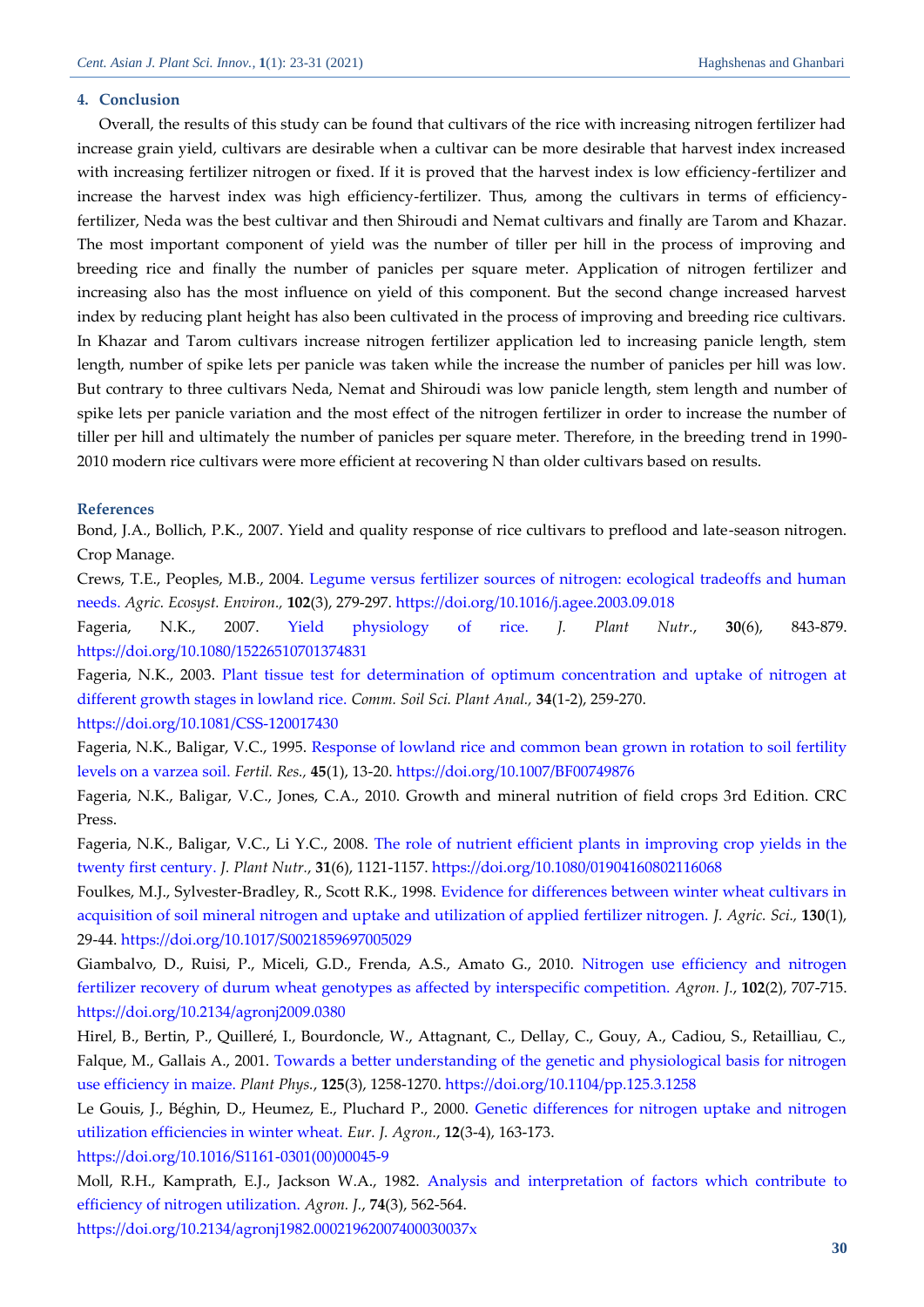## 4. Conclusion

Overall, the results of this study can be found that cultivars of the rice with increasing nitrogen fertilizer had increase grain yield, cultivars are desirable when a cultivar can be more desirable that harvest index increased with increasing fertilizer nitrogen or fixed. If it is proved that the harvest index is low efficiency-fertilizer and increase the harvest index was high efficiency-fertilizer. Thus, among the cultivars in terms of efficiency-fertilizer, Neda was the best cultivar and then Shiroudi and Nemat cultivars and finally are Tarom and Khazar. The most important component of yield was the number of tiller per hill in the process of improving and breeding rice and finally the number of panicles per square meter. Application of nitrogen fertilizer and increasing also has the most influence on yield of this component. But the second change increased harvest index by reducing plant height has also been cultivated in the process of improving and breeding rice cultivars. In Khazar and Tarom cultivars increase nitrogen fertilizer application led to increasing panicle length, stem length, number of spike lets per panicle was taken while the increase the number of panicles per hill was low. But contrary to three cultivars Neda, Nemat and Shiroudi was low panicle length, stem length and number of spike lets per panicle variation and the most effect of the nitrogen fertilizer in order to increase the number of tiller per hill and ultimately the number of panicles per square meter. Therefore, in the breeding trend in 1990-2010 modern rice cultivars were more efficient at recovering N than older cultivars based on results.

## References

Bond, J.A., Bollich, P.K., 2007. Yield and quality response of rice cultivars to preflood and late-season nitrogen. Crop Manage.

Crews, T.E., Peoples, M.B., 2004. Legume versus fertilizer sources of nitrogen: ecological tradeoffs and human needs. *Agric. Ecosyst. Environ.*, **102**(3), 279-297. https://doi.org/10.1016/j.agee.2003.09.018

Fageria, N.K., 2007. Yield physiology of rice. *J. Plant Nutr.*, **30**(6), 843-879. https://doi.org/10.1080/15226510701374831

Fageria, N.K., 2003. Plant tissue test for determination of optimum concentration and uptake of nitrogen at different growth stages in lowland rice. *Comm. Soil Sci. Plant Anal.*, **34**(1-2), 259-270. https://doi.org/10.1081/CSS-120017430

Fageria, N.K., Baligar, V.C., 1995. Response of lowland rice and common bean grown in rotation to soil fertility levels on a varzea soil. *Fertil. Res.*, **45**(1), 13-20. https://doi.org/10.1007/BF00749876

Fageria, N.K., Baligar, V.C., Jones, C.A., 2010. Growth and mineral nutrition of field crops 3rd Edition. CRC Press.

Fageria, N.K., Baligar, V.C., Li Y.C., 2008. The role of nutrient efficient plants in improving crop yields in the twenty first century. *J. Plant Nutr.*, **31**(6), 1121-1157. https://doi.org/10.1080/01904160802116068

Foulkes, M.J., Sylvester-Bradley, R., Scott R.K., 1998. Evidence for differences between winter wheat cultivars in acquisition of soil mineral nitrogen and uptake and utilization of applied fertilizer nitrogen. *J. Agric. Sci.*, **130**(1), 29-44. https://doi.org/10.1017/S0021859697005029

Giambalvo, D., Ruisi, P., Miceli, G.D., Frenda, A.S., Amato G., 2010. Nitrogen use efficiency and nitrogen fertilizer recovery of durum wheat genotypes as affected by interspecific competition. *Agron. J.*, **102**(2), 707-715. https://doi.org/10.2134/agronj2009.0380

Hirel, B., Bertin, P., Quilleré, I., Bourdoncle, W., Attagnant, C., Dellay, C., Gouy, A., Cadiou, S., Retailliau, C., Falque, M., Gallais A., 2001. Towards a better understanding of the genetic and physiological basis for nitrogen use efficiency in maize. *Plant Phys.*, **125**(3), 1258-1270. https://doi.org/10.1104/pp.125.3.1258

Le Gouis, J., Béghin, D., Heumez, E., Pluchard P., 2000. Genetic differences for nitrogen uptake and nitrogen utilization efficiencies in winter wheat. *Eur. J. Agron.*, **12**(3-4), 163-173. https://doi.org/10.1016/S1161-0301(00)00045-9

Moll, R.H., Kamprath, E.J., Jackson W.A., 1982. Analysis and interpretation of factors which contribute to efficiency of nitrogen utilization. *Agron. J.*, **74**(3), 562-564. https://doi.org/10.2134/agronj1982.00021962007400030037x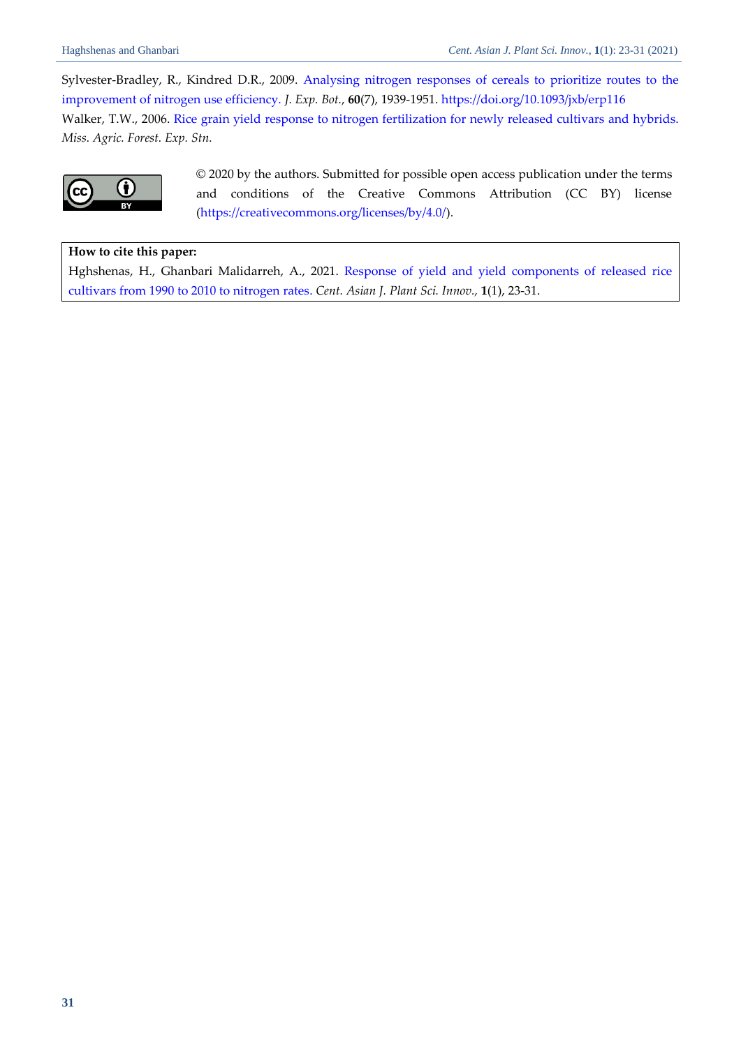Sylvester-Bradley, R., Kindred D.R., 2009. Analysing nitrogen responses of cereals to prioritize routes to the improvement of nitrogen use efficiency. *J. Exp. Bot.*, **60**(7), 1939-1951. https://doi.org/10.1093/jxb/erp116

Walker, T.W., 2006. Rice grain yield response to nitrogen fertilization for newly released cultivars and hybrids. *Miss. Agric. Forest. Exp. Stn.*

© 2020 by the authors. Submitted for possible open access publication under the terms and conditions of the Creative Commons Attribution (CC BY) license (https://creativecommons.org/licenses/by/4.0/).

**How to cite this paper:**

Hghshenas, H., Ghanbari Malidarreh, A., 2021. Response of yield and yield components of released rice cultivars from 1990 to 2010 to nitrogen rates. *Cent. Asian J. Plant Sci. Innov.*, **1**(1), 23-31.